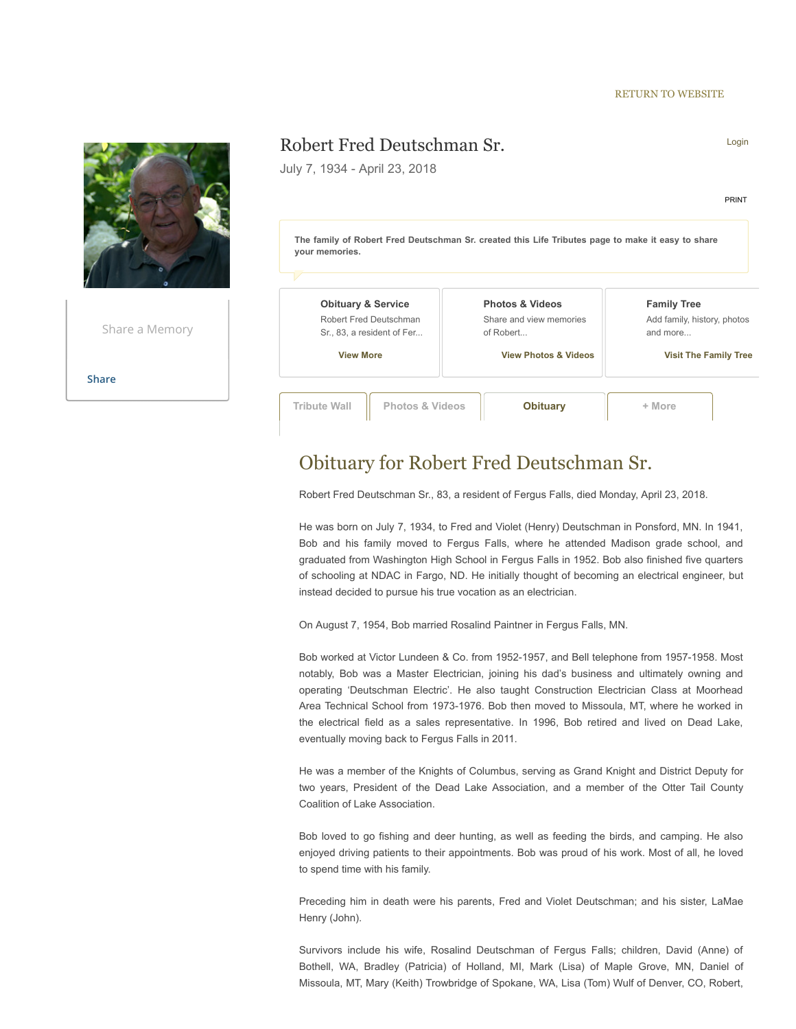RETURN TO WEBSITE

# Robert Fred Deutschman Sr.

July 7, 1934 - April 23, 2018

Login

PRINT

**The family of Robert Fred Deutschman Sr. created this Life Tributes page to make it easy to share your memories.**

Share a Memory

Share

**Obituary & Service**
Robert Fred Deutschman Sr., a resident of Fer...
**View More**

**Photos & Videos**
Share and view memories of Robert...
**View Photos & Videos**

**Family Tree**
Add family, history, photos and more...
**Visit The Family Tree**

Tribute Wall | Photos & Videos | **Obituary** | + More

## Obituary for Robert Fred Deutschman Sr.

Robert Fred Deutschman Sr., 83, a resident of Fergus Falls, died Monday, April 23, 2018.

He was born on July 7, 1934, to Fred and Violet (Henry) Deutschman in Ponsford, MN. In 1941, Bob and his family moved to Fergus Falls, where he attended Madison grade school, and graduated from Washington High School in Fergus Falls in 1952. Bob also finished five quarters of schooling at NDAC in Fargo, ND. He initially thought of becoming an electrical engineer, but instead decided to pursue his true vocation as an electrician.

On August 7, 1954, Bob married Rosalind Paintner in Fergus Falls, MN.

Bob worked at Victor Lundeen & Co. from 1952-1957, and Bell telephone from 1957-1958. Most notably, Bob was a Master Electrician, joining his dad's business and ultimately owning and operating 'Deutschman Electric'. He also taught Construction Electrician Class at Moorhead Area Technical School from 1973-1976. Bob then moved to Missoula, MT, where he worked in the electrical field as a sales representative. In 1996, Bob retired and lived on Dead Lake, eventually moving back to Fergus Falls in 2011.

He was a member of the Knights of Columbus, serving as Grand Knight and District Deputy for two years, President of the Dead Lake Association, and a member of the Otter Tail County Coalition of Lake Association.

Bob loved to go fishing and deer hunting, as well as feeding the birds, and camping. He also enjoyed driving patients to their appointments. Bob was proud of his work. Most of all, he loved to spend time with his family.

Preceding him in death were his parents, Fred and Violet Deutschman; and his sister, LaMae Henry (John).

Survivors include his wife, Rosalind Deutschman of Fergus Falls; children, David (Anne) of Bothell, WA, Bradley (Patricia) of Holland, MI, Mark (Lisa) of Maple Grove, MN, Daniel of Missoula, MT, Mary (Keith) Trowbridge of Spokane, WA, Lisa (Tom) Wulf of Denver, CO, Robert,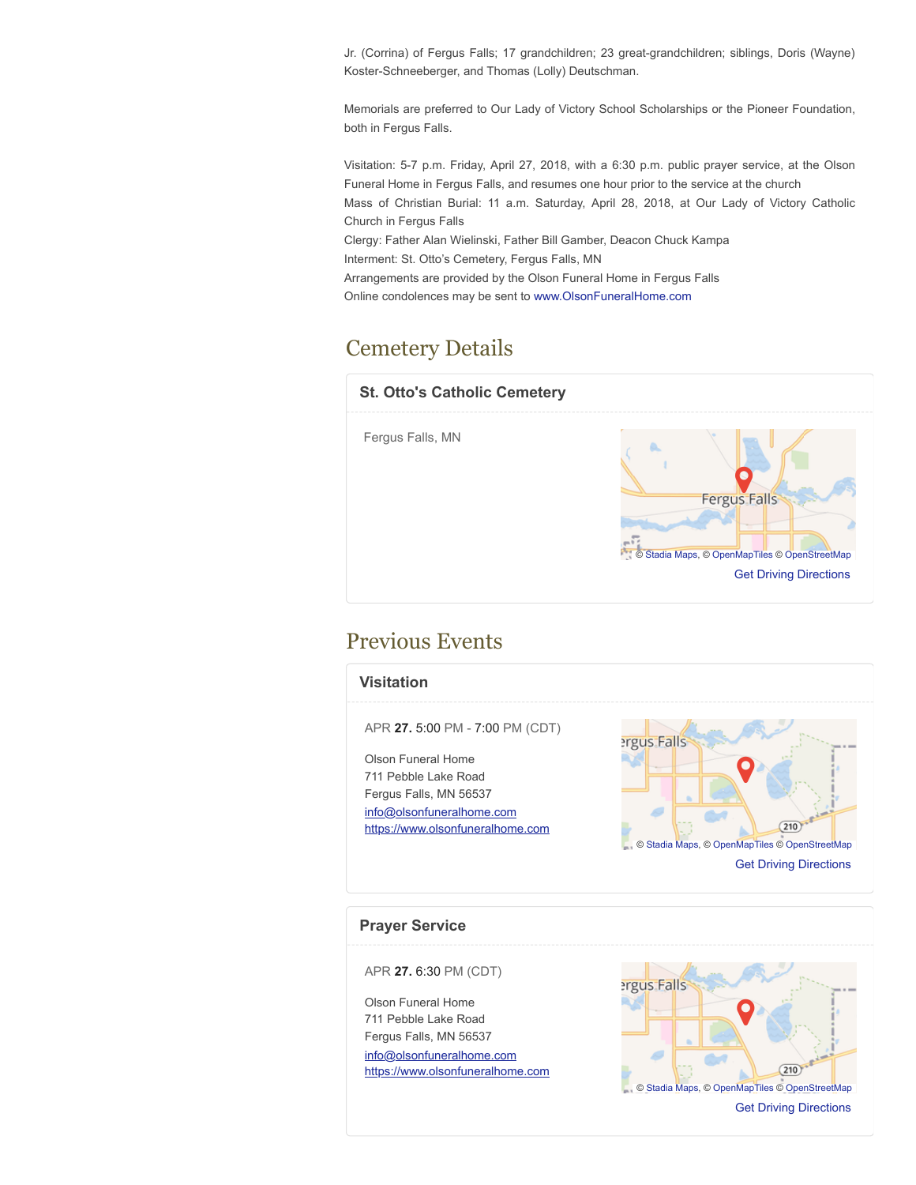Jr. (Corrina) of Fergus Falls; 17 grandchildren; 23 great-grandchildren; siblings, Doris (Wayne) Koster-Schneeberger, and Thomas (Lolly) Deutschman.

Memorials are preferred to Our Lady of Victory School Scholarships or the Pioneer Foundation, both in Fergus Falls.

Visitation: 5-7 p.m. Friday, April 27, 2018, with a 6:30 p.m. public prayer service, at the Olson Funeral Home in Fergus Falls, and resumes one hour prior to the service at the church
Mass of Christian Burial: 11 a.m. Saturday, April 28, 2018, at Our Lady of Victory Catholic Church in Fergus Falls
Clergy: Father Alan Wielinski, Father Bill Gamber, Deacon Chuck Kampa
Interment: St. Otto's Cemetery, Fergus Falls, MN
Arrangements are provided by the Olson Funeral Home in Fergus Falls
Online condolences may be sent to www.OlsonFuneralHome.com

## Cemetery Details

### St. Otto's Catholic Cemetery

Fergus Falls, MN

© Stadia Maps, © OpenMapTiles © OpenStreetMap

Get Driving Directions

## Previous Events

### Visitation

APR **27.** 5:00 PM - 7:00 PM (CDT)

Olson Funeral Home
711 Pebble Lake Road
Fergus Falls, MN 56537
info@olsonfuneralhome.com
https://www.olsonfuneralhome.com

© Stadia Maps, © OpenMapTiles © OpenStreetMap

Get Driving Directions

### Prayer Service

APR **27.** 6:30 PM (CDT)

Olson Funeral Home
711 Pebble Lake Road
Fergus Falls, MN 56537
info@olsonfuneralhome.com
https://www.olsonfuneralhome.com

© Stadia Maps, © OpenMapTiles © OpenStreetMap

Get Driving Directions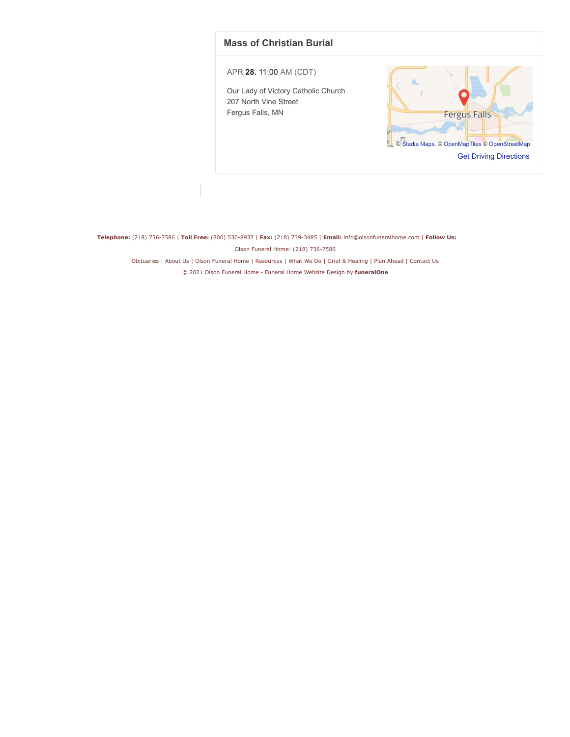## Mass of Christian Burial

APR **28.** 11:00 AM (CDT)

Our Lady of Victory Catholic Church
207 North Vine Street
Fergus Falls, MN

Fergus Falls

© Stadia Maps, © OpenMapTiles © OpenStreetMap

Get Driving Directions

**Telephone:** (218) 736-7586 | **Toll Free:** (800) 530-8937 | **Fax:** (218) 739-3485 | **Email:** info@olsonfuneralhome.com | **Follow Us:**

Olson Funeral Home: (218) 736-7586

Obituaries | About Us | Olson Funeral Home | Resources | What We Do | Grief & Healing | Plan Ahead | Contact Us

© 2021 Olson Funeral Home - Funeral Home Website Design by **funeralOne**